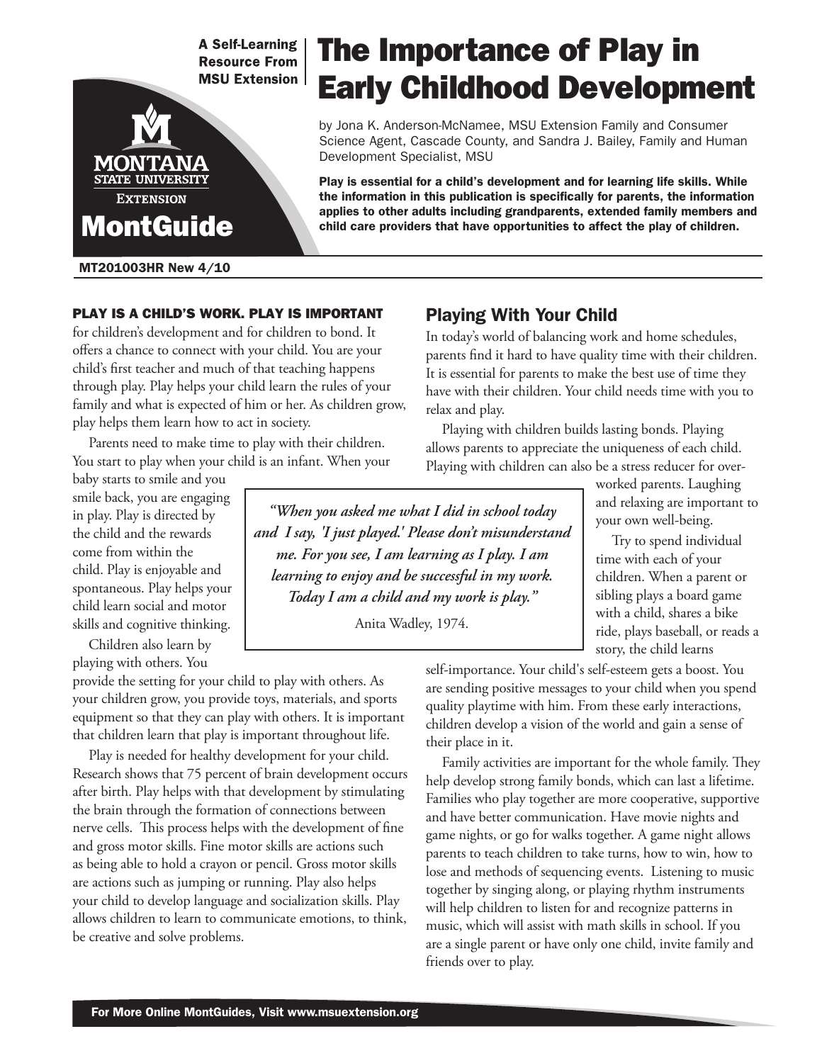A Self-Learning Resource From MSU Extension

MONTANA STATE UNIVERSITY EXTENSION

MontGuide

# The Importance of Play in Early Childhood Development

by Jona K. Anderson-McNamee, MSU Extension Family and Consumer Science Agent, Cascade County, and Sandra J. Bailey, Family and Human Development Specialist, MSU

**Play is essential for a child's development and for learning life skills. While the information in this publication is specifically for parents, the information applies to other adults including grandparents, extended family members and child care providers that have opportunities to affect the play of children.**

MT201003HR New 4/10

**PLAY IS A CHILD'S WORK. PLAY IS IMPORTANT** for children's development and for children to bond. It offers a chance to connect with your child. You are your child's first teacher and much of that teaching happens through play. Play helps your child learn the rules of your family and what is expected of him or her. As children grow, play helps them learn how to act in society.

Parents need to make time to play with their children. You start to play when your child is an infant. When your baby starts to smile and you smile back, you are engaging in play. Play is directed by the child and the rewards come from within the child. Play is enjoyable and spontaneous. Play helps your child learn social and motor skills and cognitive thinking.

> *"When you asked me what I did in school today and I say, 'I just played.' Please don't misunderstand me. For you see, I am learning as I play. I am learning to enjoy and be successful in my work. Today I am a child and my work is play."*
>
> Anita Wadley, 1974.

Children also learn by playing with others. You provide the setting for your child to play with others. As your children grow, you provide toys, materials, and sports equipment so that they can play with others. It is important that children learn that play is important throughout life.

Play is needed for healthy development for your child. Research shows that 75 percent of brain development occurs after birth. Play helps with that development by stimulating the brain through the formation of connections between nerve cells. This process helps with the development of fine and gross motor skills. Fine motor skills are actions such as being able to hold a crayon or pencil. Gross motor skills are actions such as jumping or running. Play also helps your child to develop language and socialization skills. Play allows children to learn to communicate emotions, to think, be creative and solve problems.

## Playing With Your Child

In today's world of balancing work and home schedules, parents find it hard to have quality time with their children. It is essential for parents to make the best use of time they have with their children. Your child needs time with you to relax and play.

Playing with children builds lasting bonds. Playing allows parents to appreciate the uniqueness of each child. Playing with children can also be a stress reducer for overworked parents. Laughing and relaxing are important to your own well-being.

Try to spend individual time with each of your children. When a parent or sibling plays a board game with a child, shares a bike ride, plays baseball, or reads a story, the child learns self-importance. Your child's self-esteem gets a boost. You are sending positive messages to your child when you spend quality playtime with him. From these early interactions, children develop a vision of the world and gain a sense of their place in it.

Family activities are important for the whole family. They help develop strong family bonds, which can last a lifetime. Families who play together are more cooperative, supportive and have better communication. Have movie nights and game nights, or go for walks together. A game night allows parents to teach children to take turns, how to win, how to lose and methods of sequencing events. Listening to music together by singing along, or playing rhythm instruments will help children to listen for and recognize patterns in music, which will assist with math skills in school. If you are a single parent or have only one child, invite family and friends over to play.

For More Online MontGuides, Visit www.msuextension.org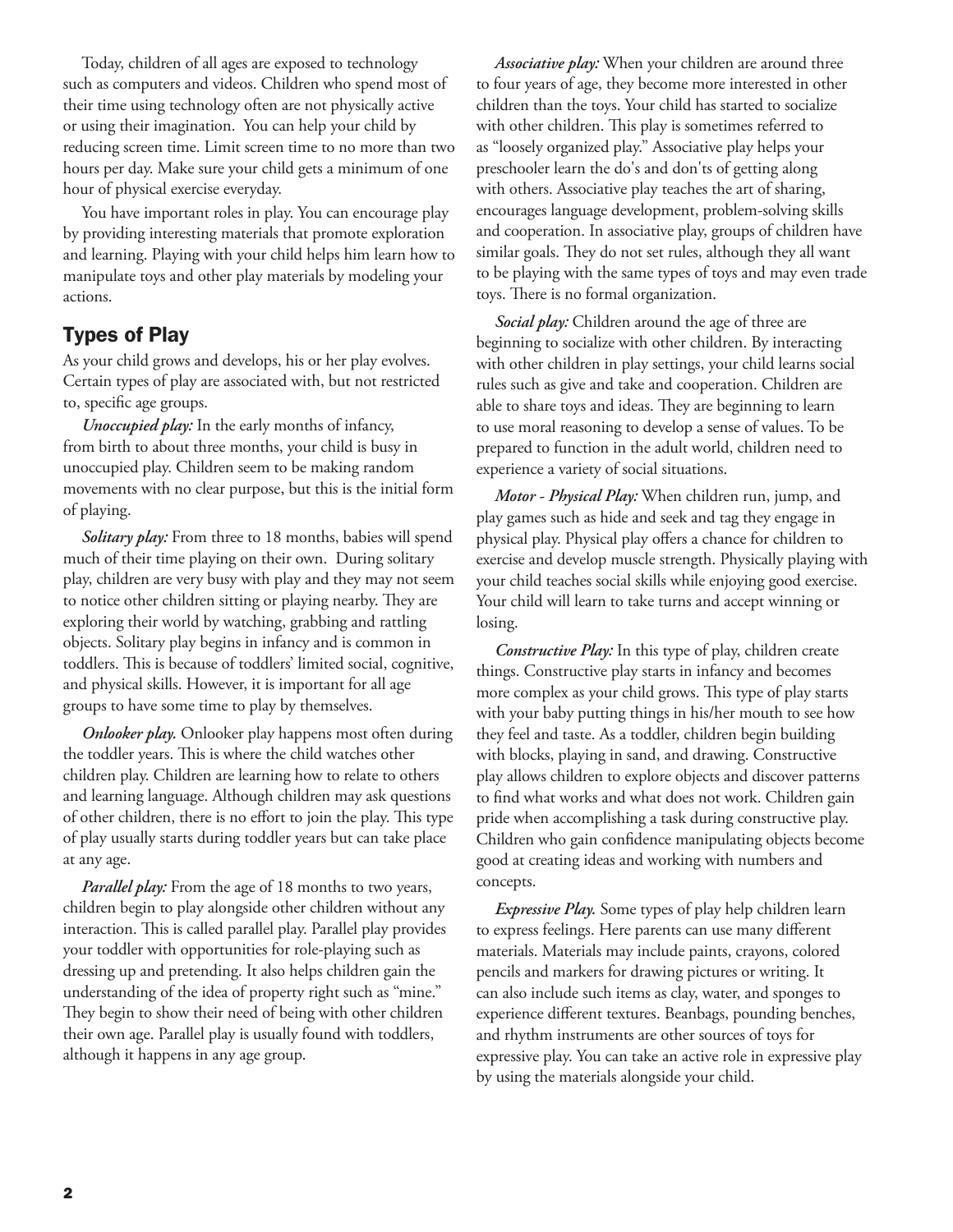Today, children of all ages are exposed to technology such as computers and videos. Children who spend most of their time using technology often are not physically active or using their imagination. You can help your child by reducing screen time. Limit screen time to no more than two hours per day. Make sure your child gets a minimum of one hour of physical exercise everyday.

You have important roles in play. You can encourage play by providing interesting materials that promote exploration and learning. Playing with your child helps him learn how to manipulate toys and other play materials by modeling your actions.

## Types of Play

As your child grows and develops, his or her play evolves. Certain types of play are associated with, but not restricted to, specific age groups.

*Unoccupied play:* In the early months of infancy, from birth to about three months, your child is busy in unoccupied play. Children seem to be making random movements with no clear purpose, but this is the initial form of playing.

*Solitary play:* From three to 18 months, babies will spend much of their time playing on their own. During solitary play, children are very busy with play and they may not seem to notice other children sitting or playing nearby. They are exploring their world by watching, grabbing and rattling objects. Solitary play begins in infancy and is common in toddlers. This is because of toddlers' limited social, cognitive, and physical skills. However, it is important for all age groups to have some time to play by themselves.

*Onlooker play.* Onlooker play happens most often during the toddler years. This is where the child watches other children play. Children are learning how to relate to others and learning language. Although children may ask questions of other children, there is no effort to join the play. This type of play usually starts during toddler years but can take place at any age.

*Parallel play:* From the age of 18 months to two years, children begin to play alongside other children without any interaction. This is called parallel play. Parallel play provides your toddler with opportunities for role-playing such as dressing up and pretending. It also helps children gain the understanding of the idea of property right such as "mine." They begin to show their need of being with other children their own age. Parallel play is usually found with toddlers, although it happens in any age group.

*Associative play:* When your children are around three to four years of age, they become more interested in other children than the toys. Your child has started to socialize with other children. This play is sometimes referred to as "loosely organized play." Associative play helps your preschooler learn the do's and don'ts of getting along with others. Associative play teaches the art of sharing, encourages language development, problem-solving skills and cooperation. In associative play, groups of children have similar goals. They do not set rules, although they all want to be playing with the same types of toys and may even trade toys. There is no formal organization.

*Social play:* Children around the age of three are beginning to socialize with other children. By interacting with other children in play settings, your child learns social rules such as give and take and cooperation. Children are able to share toys and ideas. They are beginning to learn to use moral reasoning to develop a sense of values. To be prepared to function in the adult world, children need to experience a variety of social situations.

*Motor - Physical Play:* When children run, jump, and play games such as hide and seek and tag they engage in physical play. Physical play offers a chance for children to exercise and develop muscle strength. Physically playing with your child teaches social skills while enjoying good exercise. Your child will learn to take turns and accept winning or losing.

*Constructive Play:* In this type of play, children create things. Constructive play starts in infancy and becomes more complex as your child grows. This type of play starts with your baby putting things in his/her mouth to see how they feel and taste. As a toddler, children begin building with blocks, playing in sand, and drawing. Constructive play allows children to explore objects and discover patterns to find what works and what does not work. Children gain pride when accomplishing a task during constructive play. Children who gain confidence manipulating objects become good at creating ideas and working with numbers and concepts.

*Expressive Play.* Some types of play help children learn to express feelings. Here parents can use many different materials. Materials may include paints, crayons, colored pencils and markers for drawing pictures or writing. It can also include such items as clay, water, and sponges to experience different textures. Beanbags, pounding benches, and rhythm instruments are other sources of toys for expressive play. You can take an active role in expressive play by using the materials alongside your child.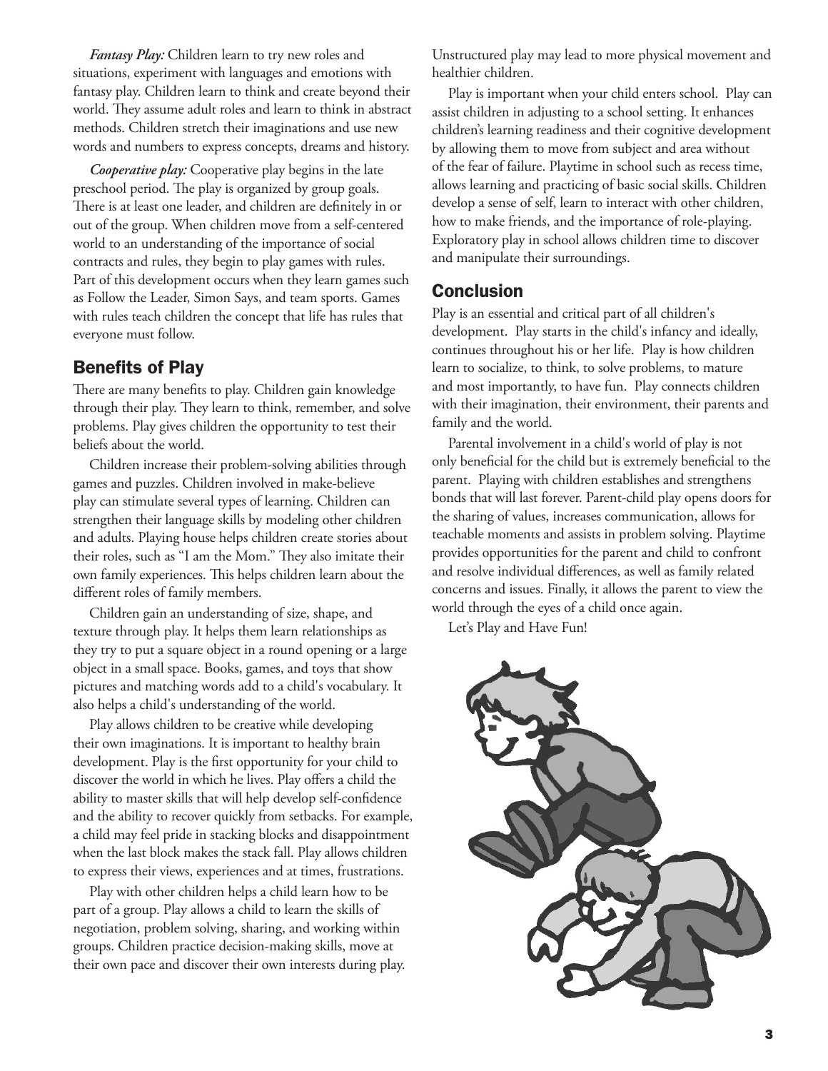*Fantasy Play:* Children learn to try new roles and situations, experiment with languages and emotions with fantasy play. Children learn to think and create beyond their world. They assume adult roles and learn to think in abstract methods. Children stretch their imaginations and use new words and numbers to express concepts, dreams and history.

*Cooperative play:* Cooperative play begins in the late preschool period. The play is organized by group goals. There is at least one leader, and children are definitely in or out of the group. When children move from a self-centered world to an understanding of the importance of social contracts and rules, they begin to play games with rules. Part of this development occurs when they learn games such as Follow the Leader, Simon Says, and team sports. Games with rules teach children the concept that life has rules that everyone must follow.

## Benefits of Play

There are many benefits to play. Children gain knowledge through their play. They learn to think, remember, and solve problems. Play gives children the opportunity to test their beliefs about the world.

Children increase their problem-solving abilities through games and puzzles. Children involved in make-believe play can stimulate several types of learning. Children can strengthen their language skills by modeling other children and adults. Playing house helps children create stories about their roles, such as "I am the Mom." They also imitate their own family experiences. This helps children learn about the different roles of family members.

Children gain an understanding of size, shape, and texture through play. It helps them learn relationships as they try to put a square object in a round opening or a large object in a small space. Books, games, and toys that show pictures and matching words add to a child's vocabulary. It also helps a child's understanding of the world.

Play allows children to be creative while developing their own imaginations. It is important to healthy brain development. Play is the first opportunity for your child to discover the world in which he lives. Play offers a child the ability to master skills that will help develop self-confidence and the ability to recover quickly from setbacks. For example, a child may feel pride in stacking blocks and disappointment when the last block makes the stack fall. Play allows children to express their views, experiences and at times, frustrations.

Play with other children helps a child learn how to be part of a group. Play allows a child to learn the skills of negotiation, problem solving, sharing, and working within groups. Children practice decision-making skills, move at their own pace and discover their own interests during play. Unstructured play may lead to more physical movement and healthier children.

Play is important when your child enters school. Play can assist children in adjusting to a school setting. It enhances children's learning readiness and their cognitive development by allowing them to move from subject and area without of the fear of failure. Playtime in school such as recess time, allows learning and practicing of basic social skills. Children develop a sense of self, learn to interact with other children, how to make friends, and the importance of role-playing. Exploratory play in school allows children time to discover and manipulate their surroundings.

## Conclusion

Play is an essential and critical part of all children's development. Play starts in the child's infancy and ideally, continues throughout his or her life. Play is how children learn to socialize, to think, to solve problems, to mature and most importantly, to have fun. Play connects children with their imagination, their environment, their parents and family and the world.

Parental involvement in a child's world of play is not only beneficial for the child but is extremely beneficial to the parent. Playing with children establishes and strengthens bonds that will last forever. Parent-child play opens doors for the sharing of values, increases communication, allows for teachable moments and assists in problem solving. Playtime provides opportunities for the parent and child to confront and resolve individual differences, as well as family related concerns and issues. Finally, it allows the parent to view the world through the eyes of a child once again.

Let's Play and Have Fun!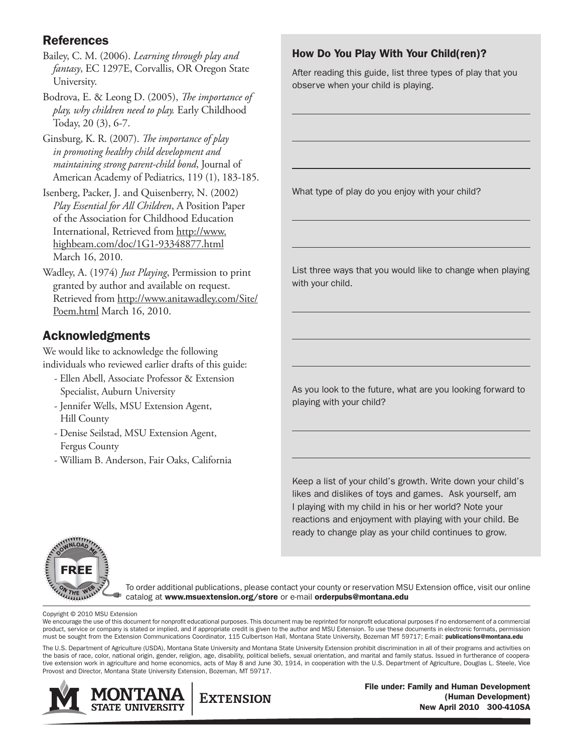## References

Bailey, C. M. (2006). *Learning through play and fantasy*, EC 1297E, Corvallis, OR Oregon State University.

Bodrova, E. & Leong D. (2005), *The importance of play, why children need to play.* Early Childhood Today, 20 (3), 6-7.

Ginsburg, K. R. (2007). *The importance of play in promoting healthy child development and maintaining strong parent-child bond*, Journal of American Academy of Pediatrics, 119 (1), 183-185.

Isenberg, Packer, J. and Quisenberry, N. (2002) *Play Essential for All Children*, A Position Paper of the Association for Childhood Education International, Retrieved from http://www.highbeam.com/doc/1G1-93348877.html March 16, 2010.

Wadley, A. (1974) *Just Playing*, Permission to print granted by author and available on request. Retrieved from http://www.anitawadley.com/Site/Poem.html March 16, 2010.

## Acknowledgments

We would like to acknowledge the following individuals who reviewed earlier drafts of this guide:

- Ellen Abell, Associate Professor & Extension Specialist, Auburn University
- Jennifer Wells, MSU Extension Agent, Hill County
- Denise Seilstad, MSU Extension Agent, Fergus County
- William B. Anderson, Fair Oaks, California

### How Do You Play With Your Child(ren)?

After reading this guide, list three types of play that you observe when your child is playing.

\_\_\_\_\_\_\_\_\_\_\_\_\_\_\_\_\_\_\_\_\_\_\_\_\_\_\_\_\_\_\_\_\_\_\_\_\_\_\_\_

\_\_\_\_\_\_\_\_\_\_\_\_\_\_\_\_\_\_\_\_\_\_\_\_\_\_\_\_\_\_\_\_\_\_\_\_\_\_\_\_

\_\_\_\_\_\_\_\_\_\_\_\_\_\_\_\_\_\_\_\_\_\_\_\_\_\_\_\_\_\_\_\_\_\_\_\_\_\_\_\_

What type of play do you enjoy with your child?

\_\_\_\_\_\_\_\_\_\_\_\_\_\_\_\_\_\_\_\_\_\_\_\_\_\_\_\_\_\_\_\_\_\_\_\_\_\_\_\_

\_\_\_\_\_\_\_\_\_\_\_\_\_\_\_\_\_\_\_\_\_\_\_\_\_\_\_\_\_\_\_\_\_\_\_\_\_\_\_\_

List three ways that you would like to change when playing with your child.

\_\_\_\_\_\_\_\_\_\_\_\_\_\_\_\_\_\_\_\_\_\_\_\_\_\_\_\_\_\_\_\_\_\_\_\_\_\_\_\_

\_\_\_\_\_\_\_\_\_\_\_\_\_\_\_\_\_\_\_\_\_\_\_\_\_\_\_\_\_\_\_\_\_\_\_\_\_\_\_\_

\_\_\_\_\_\_\_\_\_\_\_\_\_\_\_\_\_\_\_\_\_\_\_\_\_\_\_\_\_\_\_\_\_\_\_\_\_\_\_\_

As you look to the future, what are you looking forward to playing with your child?

\_\_\_\_\_\_\_\_\_\_\_\_\_\_\_\_\_\_\_\_\_\_\_\_\_\_\_\_\_\_\_\_\_\_\_\_\_\_\_\_

\_\_\_\_\_\_\_\_\_\_\_\_\_\_\_\_\_\_\_\_\_\_\_\_\_\_\_\_\_\_\_\_\_\_\_\_\_\_\_\_

Keep a list of your child's growth. Write down your child's likes and dislikes of toys and games. Ask yourself, am I playing with my child in his or her world? Note your reactions and enjoyment with playing with your child. Be ready to change play as your child continues to grow.

FREE — DOWNLOAD ME ON THE WEB

To order additional publications, please contact your county or reservation MSU Extension office, visit our online catalog at **www.msuextension.org/store** or e-mail **orderpubs@montana.edu**

Copyright © 2010 MSU Extension

We encourage the use of this document for nonprofit educational purposes. This document may be reprinted for nonprofit educational purposes if no endorsement of a commercial product, service or company is stated or implied, and if appropriate credit is given to the author and MSU Extension. To use these documents in electronic formats, permission must be sought from the Extension Communications Coordinator, 115 Culbertson Hall, Montana State University, Bozeman MT 59717; E-mail: **publications@montana.edu**

The U.S. Department of Agriculture (USDA), Montana State University and Montana State University Extension prohibit discrimination in all of their programs and activities on the basis of race, color, national origin, gender, religion, age, disability, political beliefs, sexual orientation, and marital and family status. Issued in furtherance of cooperative extension work in agriculture and home economics, acts of May 8 and June 30, 1914, in cooperation with the U.S. Department of Agriculture, Douglas L. Steele, Vice Provost and Director, Montana State University Extension, Bozeman, MT 59717.

MONTANA STATE UNIVERSITY | EXTENSION

**File under: Family and Human Development (Human Development)**
**New April 2010 300-410SA**